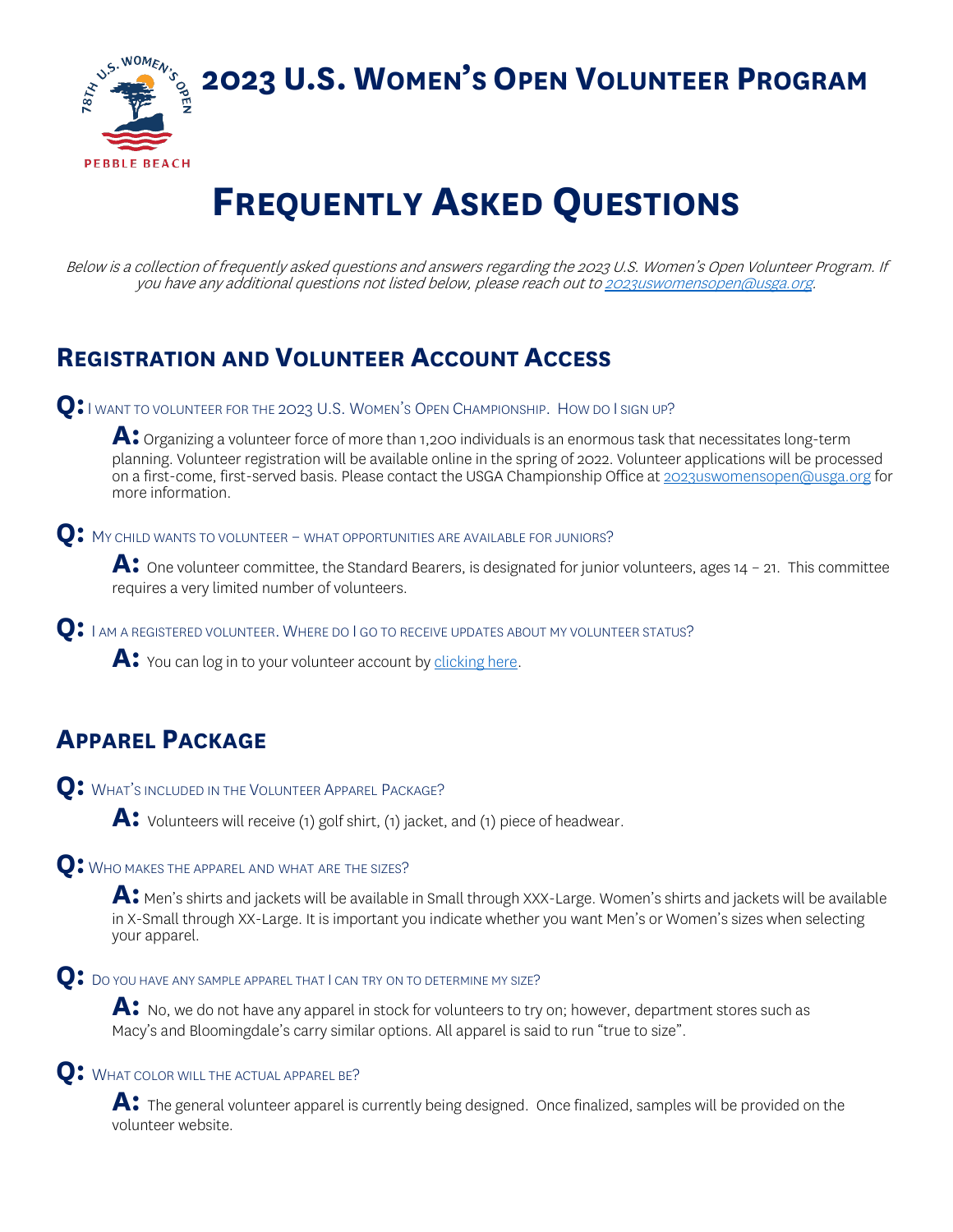# 2023 U.S. Women's Open Volunteer Program

# Frequently Asked Questions

*Below is a collection of frequently asked questions and answers regarding the 2023 U.S. Women's Open Volunteer Program. If you have any additional questions not listed below, please reach out to 2023uswomensopen@usga.org.*

## Registration and Volunteer Account Access

**Q:** I want to volunteer for the 2023 U.S. Women's Open Championship. How do I sign up?

**A:** Organizing a volunteer force of more than 1,200 individuals is an enormous task that necessitates long-term planning. Volunteer registration will be available online in the spring of 2022. Volunteer applications will be processed on a first-come, first-served basis. Please contact the USGA Championship Office at 2023uswomensopen@usga.org for more information.

**Q:** My child wants to volunteer – what opportunities are available for juniors?

**A:** One volunteer committee, the Standard Bearers, is designated for junior volunteers, ages 14 – 21. This committee requires a very limited number of volunteers.

**Q:** I am a registered volunteer. Where do I go to receive updates about my volunteer status?

**A:** You can log in to your volunteer account by clicking here.

## Apparel Package

**Q:** What's included in the Volunteer Apparel Package?

**A:** Volunteers will receive (1) golf shirt, (1) jacket, and (1) piece of headwear.

**Q:** Who makes the apparel and what are the sizes?

**A:** Men's shirts and jackets will be available in Small through XXX-Large. Women's shirts and jackets will be available in X-Small through XX-Large. It is important you indicate whether you want Men's or Women's sizes when selecting your apparel.

**Q:** Do you have any sample apparel that I can try on to determine my size?

**A:** No, we do not have any apparel in stock for volunteers to try on; however, department stores such as Macy's and Bloomingdale's carry similar options. All apparel is said to run "true to size".

**Q:** What color will the actual apparel be?

**A:** The general volunteer apparel is currently being designed. Once finalized, samples will be provided on the volunteer website.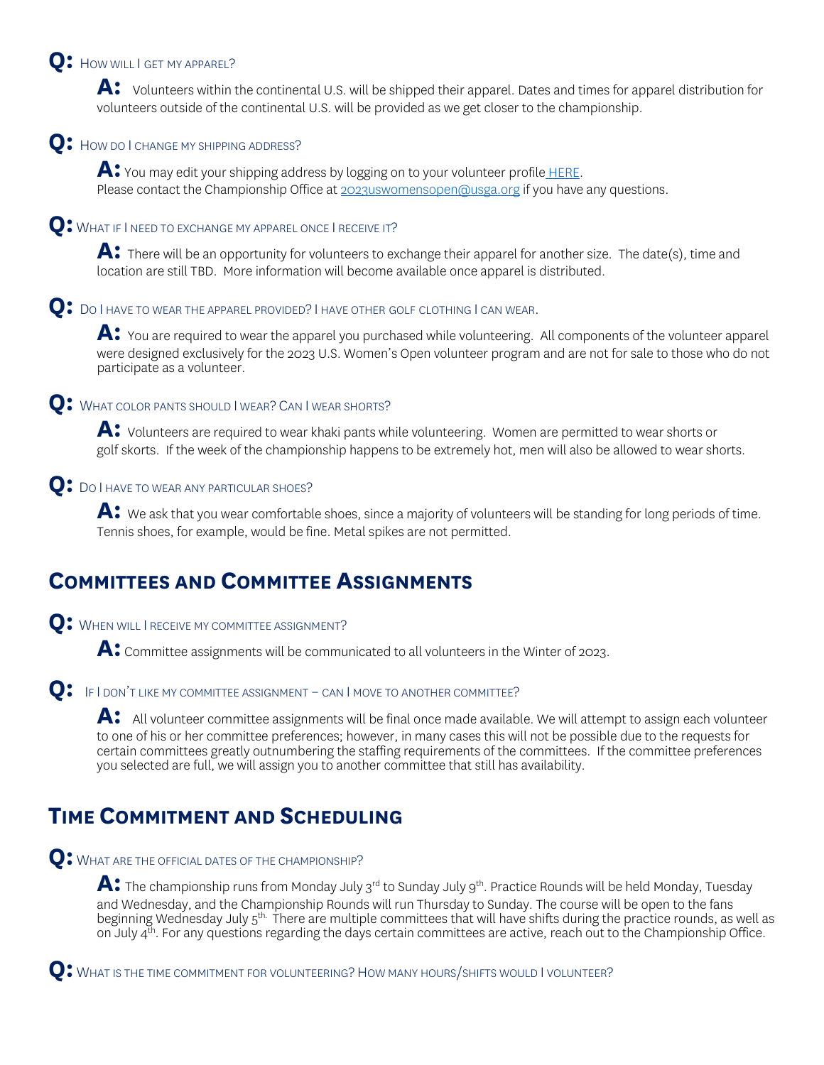**Q:** How will I get my apparel?

**A:** Volunteers within the continental U.S. will be shipped their apparel. Dates and times for apparel distribution for volunteers outside of the continental U.S. will be provided as we get closer to the championship.

**Q:** How do I change my shipping address?

**A:** You may edit your shipping address by logging on to your volunteer profile [HERE](). Please contact the Championship Office at [2023uswomensopen@usga.org](mailto:2023uswomensopen@usga.org) if you have any questions.

**Q:** What if I need to exchange my apparel once I receive it?

**A:** There will be an opportunity for volunteers to exchange their apparel for another size. The date(s), time and location are still TBD. More information will become available once apparel is distributed.

**Q:** Do I have to wear the apparel provided? I have other golf clothing I can wear.

**A:** You are required to wear the apparel you purchased while volunteering. All components of the volunteer apparel were designed exclusively for the 2023 U.S. Women's Open volunteer program and are not for sale to those who do not participate as a volunteer.

**Q:** What color pants should I wear? Can I wear shorts?

**A:** Volunteers are required to wear khaki pants while volunteering. Women are permitted to wear shorts or golf skorts. If the week of the championship happens to be extremely hot, men will also be allowed to wear shorts.

**Q:** Do I have to wear any particular shoes?

**A:** We ask that you wear comfortable shoes, since a majority of volunteers will be standing for long periods of time. Tennis shoes, for example, would be fine. Metal spikes are not permitted.

## Committees and Committee Assignments

**Q:** When will I receive my committee assignment?

**A:** Committee assignments will be communicated to all volunteers in the Winter of 2023.

**Q:** If I don't like my committee assignment – can I move to another committee?

**A:** All volunteer committee assignments will be final once made available. We will attempt to assign each volunteer to one of his or her committee preferences; however, in many cases this will not be possible due to the requests for certain committees greatly outnumbering the staffing requirements of the committees. If the committee preferences you selected are full, we will assign you to another committee that still has availability.

## Time Commitment and Scheduling

**Q:** What are the official dates of the championship?

**A:** The championship runs from Monday July 3rd to Sunday July 9th. Practice Rounds will be held Monday, Tuesday and Wednesday, and the Championship Rounds will run Thursday to Sunday. The course will be open to the fans beginning Wednesday July 5th. There are multiple committees that will have shifts during the practice rounds, as well as on July 4th. For any questions regarding the days certain committees are active, reach out to the Championship Office.

**Q:** What is the time commitment for volunteering? How many hours/shifts would I volunteer?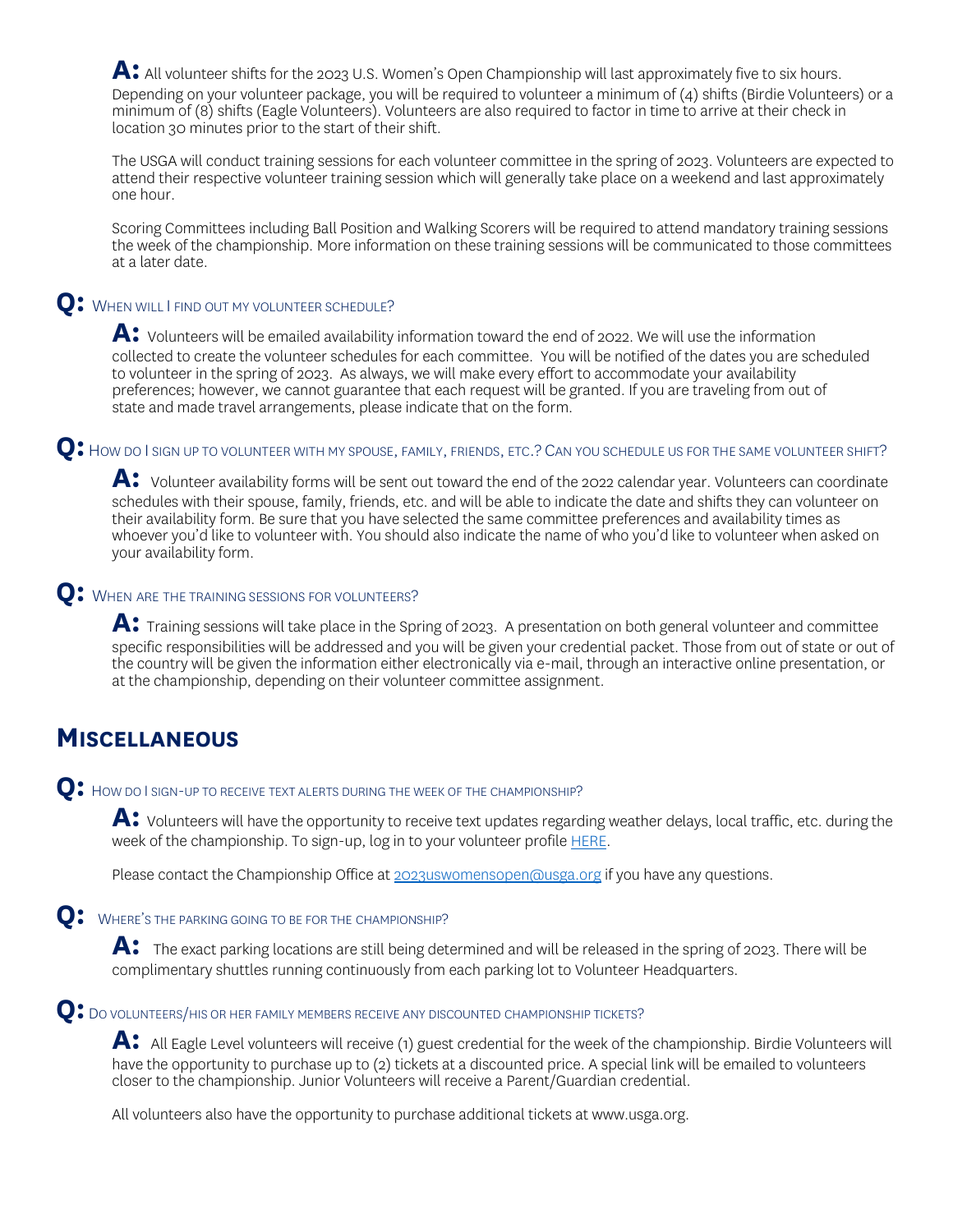**A:** All volunteer shifts for the 2023 U.S. Women's Open Championship will last approximately five to six hours. Depending on your volunteer package, you will be required to volunteer a minimum of (4) shifts (Birdie Volunteers) or a minimum of (8) shifts (Eagle Volunteers). Volunteers are also required to factor in time to arrive at their check in location 30 minutes prior to the start of their shift.

The USGA will conduct training sessions for each volunteer committee in the spring of 2023. Volunteers are expected to attend their respective volunteer training session which will generally take place on a weekend and last approximately one hour.

Scoring Committees including Ball Position and Walking Scorers will be required to attend mandatory training sessions the week of the championship. More information on these training sessions will be communicated to those committees at a later date.

**Q:** When will I find out my volunteer schedule?

**A:** Volunteers will be emailed availability information toward the end of 2022. We will use the information collected to create the volunteer schedules for each committee. You will be notified of the dates you are scheduled to volunteer in the spring of 2023. As always, we will make every effort to accommodate your availability preferences; however, we cannot guarantee that each request will be granted. If you are traveling from out of state and made travel arrangements, please indicate that on the form.

**Q:** How do I sign up to volunteer with my spouse, family, friends, etc.? Can you schedule us for the same volunteer shift?

**A:** Volunteer availability forms will be sent out toward the end of the 2022 calendar year. Volunteers can coordinate schedules with their spouse, family, friends, etc. and will be able to indicate the date and shifts they can volunteer on their availability form. Be sure that you have selected the same committee preferences and availability times as whoever you'd like to volunteer with. You should also indicate the name of who you'd like to volunteer when asked on your availability form.

**Q:** When are the training sessions for volunteers?

**A:** Training sessions will take place in the Spring of 2023. A presentation on both general volunteer and committee specific responsibilities will be addressed and you will be given your credential packet. Those from out of state or out of the country will be given the information either electronically via e-mail, through an interactive online presentation, or at the championship, depending on their volunteer committee assignment.

## Miscellaneous

**Q:** How do I sign-up to receive text alerts during the week of the championship?

**A:** Volunteers will have the opportunity to receive text updates regarding weather delays, local traffic, etc. during the week of the championship. To sign-up, log in to your volunteer profile HERE.

Please contact the Championship Office at 2023uswomensopen@usga.org if you have any questions.

**Q:** Where's the parking going to be for the championship?

**A:** The exact parking locations are still being determined and will be released in the spring of 2023. There will be complimentary shuttles running continuously from each parking lot to Volunteer Headquarters.

**Q:** Do volunteers/his or her family members receive any discounted championship tickets?

**A:** All Eagle Level volunteers will receive (1) guest credential for the week of the championship. Birdie Volunteers will have the opportunity to purchase up to (2) tickets at a discounted price. A special link will be emailed to volunteers closer to the championship. Junior Volunteers will receive a Parent/Guardian credential.

All volunteers also have the opportunity to purchase additional tickets at www.usga.org.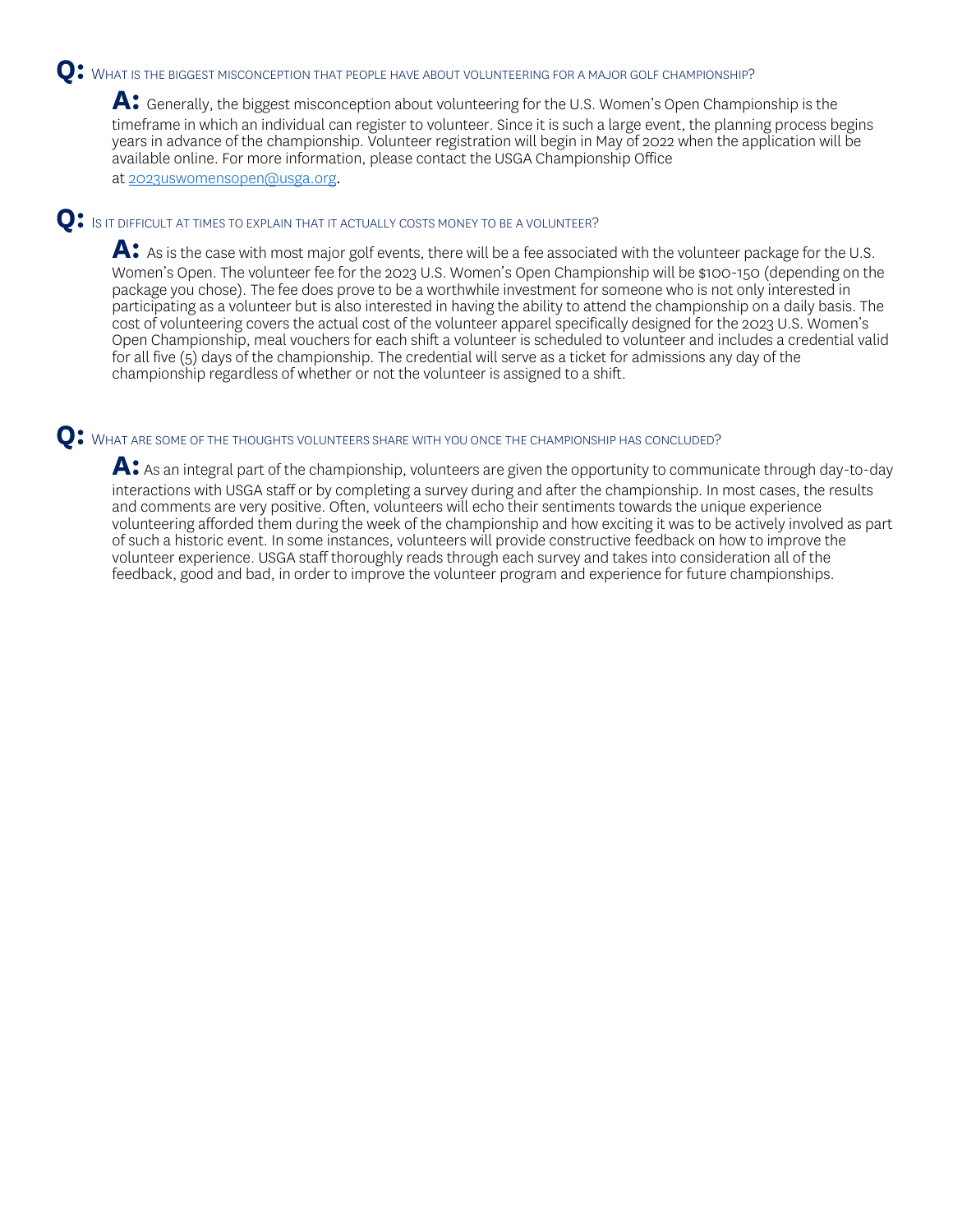**Q:** WHAT IS THE BIGGEST MISCONCEPTION THAT PEOPLE HAVE ABOUT VOLUNTEERING FOR A MAJOR GOLF CHAMPIONSHIP?

**A:** Generally, the biggest misconception about volunteering for the U.S. Women's Open Championship is the timeframe in which an individual can register to volunteer. Since it is such a large event, the planning process begins years in advance of the championship. Volunteer registration will begin in May of 2022 when the application will be available online. For more information, please contact the USGA Championship Office at [2023uswomensopen@usga.org](mailto:2023uswomensopen@usga.org).

**Q:** IS IT DIFFICULT AT TIMES TO EXPLAIN THAT IT ACTUALLY COSTS MONEY TO BE A VOLUNTEER?

**A:** As is the case with most major golf events, there will be a fee associated with the volunteer package for the U.S. Women's Open. The volunteer fee for the 2023 U.S. Women's Open Championship will be $100-150 (depending on the package you chose). The fee does prove to be a worthwhile investment for someone who is not only interested in participating as a volunteer but is also interested in having the ability to attend the championship on a daily basis. The cost of volunteering covers the actual cost of the volunteer apparel specifically designed for the 2023 U.S. Women's Open Championship, meal vouchers for each shift a volunteer is scheduled to volunteer and includes a credential valid for all five (5) days of the championship. The credential will serve as a ticket for admissions any day of the championship regardless of whether or not the volunteer is assigned to a shift.

**Q:** WHAT ARE SOME OF THE THOUGHTS VOLUNTEERS SHARE WITH YOU ONCE THE CHAMPIONSHIP HAS CONCLUDED?

**A:** As an integral part of the championship, volunteers are given the opportunity to communicate through day-to-day interactions with USGA staff or by completing a survey during and after the championship. In most cases, the results and comments are very positive. Often, volunteers will echo their sentiments towards the unique experience volunteering afforded them during the week of the championship and how exciting it was to be actively involved as part of such a historic event. In some instances, volunteers will provide constructive feedback on how to improve the volunteer experience. USGA staff thoroughly reads through each survey and takes into consideration all of the feedback, good and bad, in order to improve the volunteer program and experience for future championships.